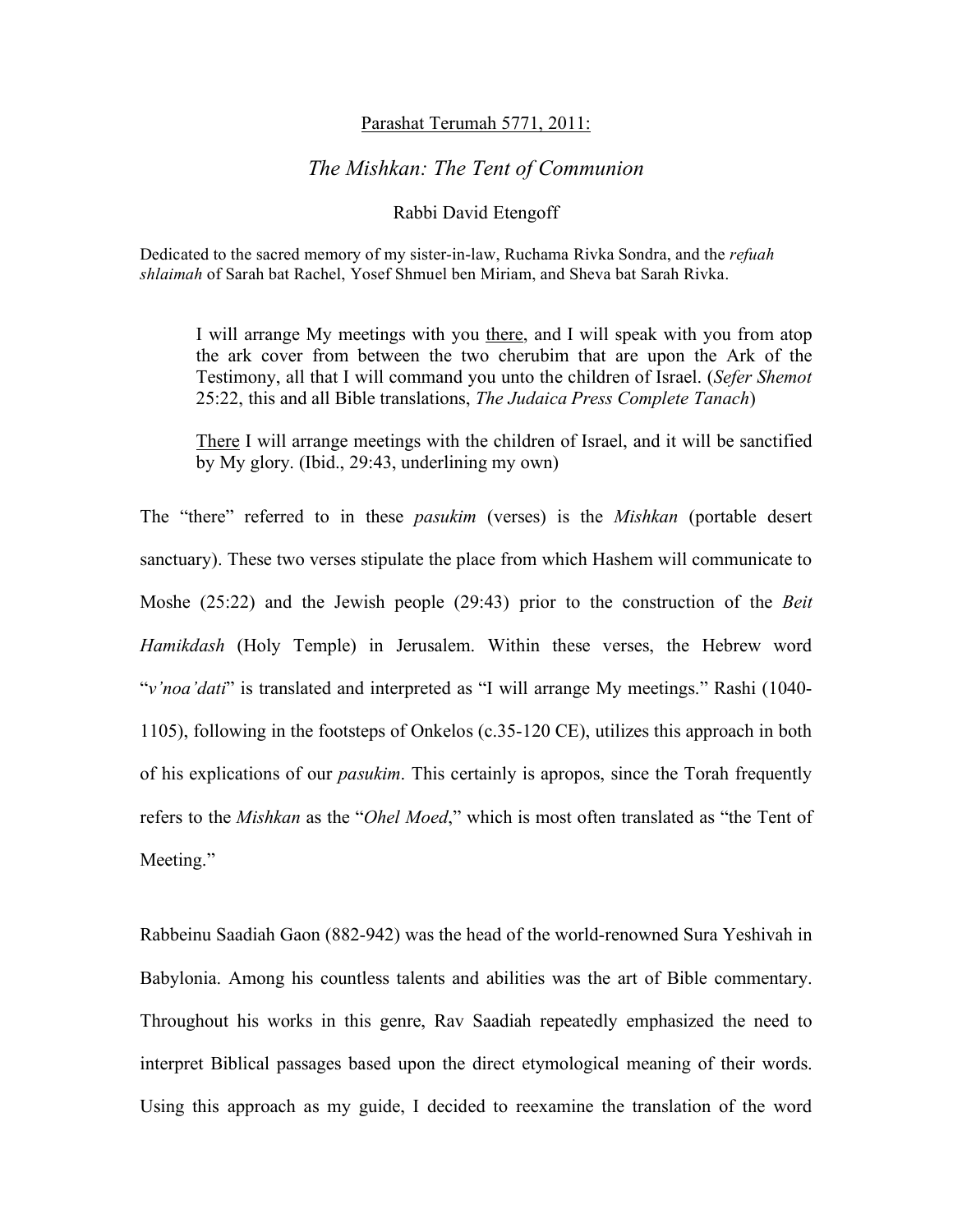<u>Parashat Terumah 5771, 2011:</u>

# *The Mishkan: The Tent of Communion*

Rabbi David Etengoff

Dedicated to the sacred memory of my sister-in-law, Ruchama Rivka Sondra, and the *refuah shlaimah* of Sarah bat Rachel, Yosef Shmuel ben Miriam, and Sheva bat Sarah Rivka.

> I will arrange My meetings with you <u>there</u>, and I will speak with you from atop the ark cover from between the two cherubim that are upon the Ark of the Testimony, all that I will command you unto the children of Israel. (*Sefer Shemot* 25:22, this and all Bible translations, *The Judaica Press Complete Tanach*)
>
> <u>There</u> I will arrange meetings with the children of Israel, and it will be sanctified by My glory. (Ibid., 29:43, underlining my own)

The "there" referred to in these *pasukim* (verses) is the *Mishkan* (portable desert sanctuary). These two verses stipulate the place from which Hashem will communicate to Moshe (25:22) and the Jewish people (29:43) prior to the construction of the *Beit Hamikdash* (Holy Temple) in Jerusalem. Within these verses, the Hebrew word "*v'noa'dati*" is translated and interpreted as "I will arrange My meetings." Rashi (1040-1105), following in the footsteps of Onkelos (c.35-120 CE), utilizes this approach in both of his explications of our *pasukim*. This certainly is apropos, since the Torah frequently refers to the *Mishkan* as the "*Ohel Moed*," which is most often translated as "the Tent of Meeting."

Rabbeinu Saadiah Gaon (882-942) was the head of the world-renowned Sura Yeshivah in Babylonia. Among his countless talents and abilities was the art of Bible commentary. Throughout his works in this genre, Rav Saadiah repeatedly emphasized the need to interpret Biblical passages based upon the direct etymological meaning of their words. Using this approach as my guide, I decided to reexamine the translation of the word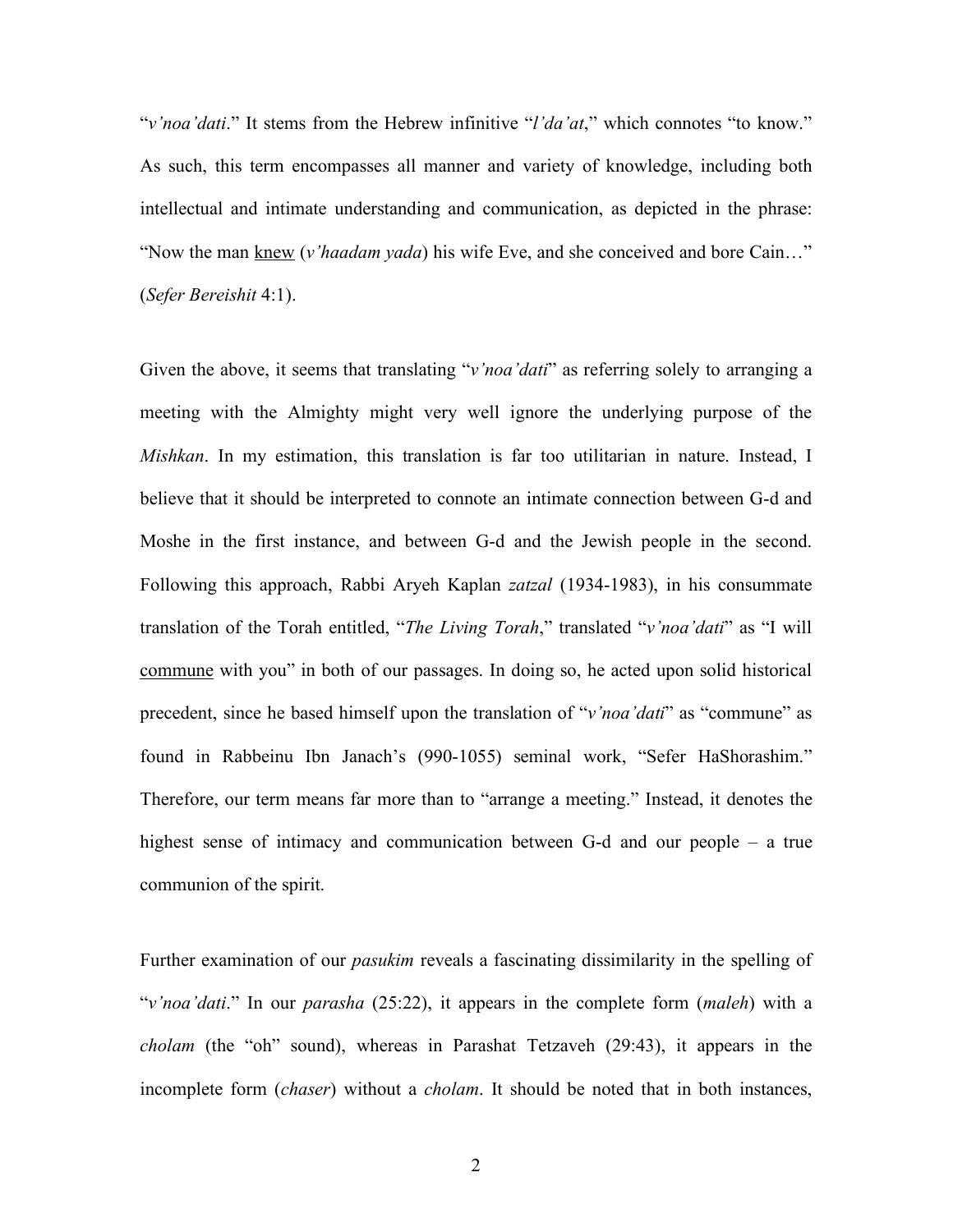"*v'noa'dati*." It stems from the Hebrew infinitive "*l'da'at*," which connotes "to know." As such, this term encompasses all manner and variety of knowledge, including both intellectual and intimate understanding and communication, as depicted in the phrase: "Now the man <u>knew</u> (*v'haadam yada*) his wife Eve, and she conceived and bore Cain…" (*Sefer Bereishit* 4:1).

Given the above, it seems that translating "*v'noa'dati*" as referring solely to arranging a meeting with the Almighty might very well ignore the underlying purpose of the *Mishkan*. In my estimation, this translation is far too utilitarian in nature. Instead, I believe that it should be interpreted to connote an intimate connection between G-d and Moshe in the first instance, and between G-d and the Jewish people in the second. Following this approach, Rabbi Aryeh Kaplan *zatzal* (1934-1983), in his consummate translation of the Torah entitled, "*The Living Torah*," translated "*v'noa'dati*" as "I will <u>commune</u> with you" in both of our passages. In doing so, he acted upon solid historical precedent, since he based himself upon the translation of "*v'noa'dati*" as "commune" as found in Rabbeinu Ibn Janach's (990-1055) seminal work, "Sefer HaShorashim." Therefore, our term means far more than to "arrange a meeting." Instead, it denotes the highest sense of intimacy and communication between G-d and our people – a true communion of the spirit.

Further examination of our *pasukim* reveals a fascinating dissimilarity in the spelling of "*v'noa'dati*." In our *parasha* (25:22), it appears in the complete form (*maleh*) with a *cholam* (the "oh" sound), whereas in Parashat Tetzaveh (29:43), it appears in the incomplete form (*chaser*) without a *cholam*. It should be noted that in both instances,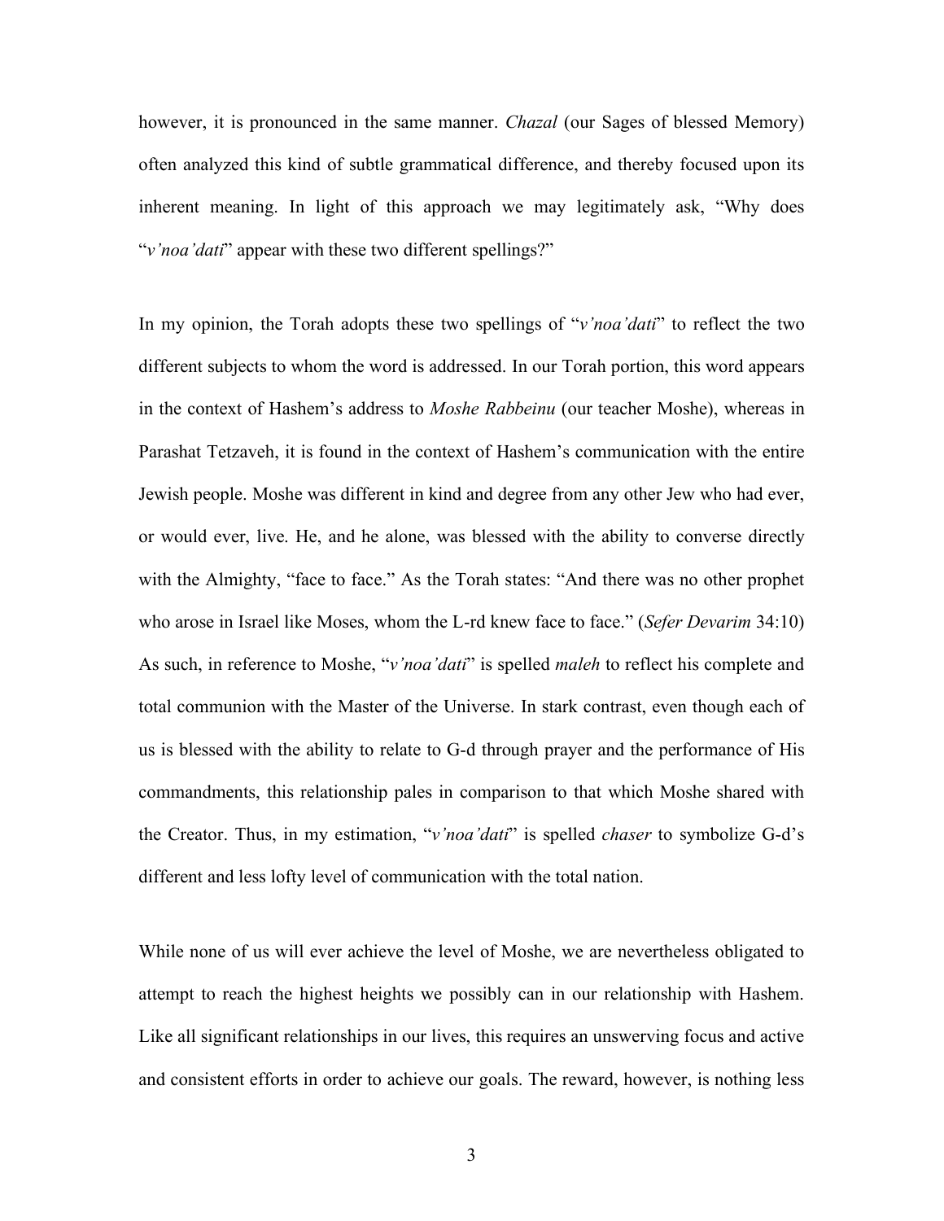however, it is pronounced in the same manner. *Chazal* (our Sages of blessed Memory) often analyzed this kind of subtle grammatical difference, and thereby focused upon its inherent meaning. In light of this approach we may legitimately ask, "Why does "*v'noa'dati*" appear with these two different spellings?"

In my opinion, the Torah adopts these two spellings of "*v'noa'dati*" to reflect the two different subjects to whom the word is addressed. In our Torah portion, this word appears in the context of Hashem's address to *Moshe Rabbeinu* (our teacher Moshe), whereas in Parashat Tetzaveh, it is found in the context of Hashem's communication with the entire Jewish people. Moshe was different in kind and degree from any other Jew who had ever, or would ever, live. He, and he alone, was blessed with the ability to converse directly with the Almighty, "face to face." As the Torah states: "And there was no other prophet who arose in Israel like Moses, whom the L-rd knew face to face." (*Sefer Devarim* 34:10) As such, in reference to Moshe, "*v'noa'dati*" is spelled *maleh* to reflect his complete and total communion with the Master of the Universe. In stark contrast, even though each of us is blessed with the ability to relate to G-d through prayer and the performance of His commandments, this relationship pales in comparison to that which Moshe shared with the Creator. Thus, in my estimation, "*v'noa'dati*" is spelled *chaser* to symbolize G-d's different and less lofty level of communication with the total nation.

While none of us will ever achieve the level of Moshe, we are nevertheless obligated to attempt to reach the highest heights we possibly can in our relationship with Hashem. Like all significant relationships in our lives, this requires an unswerving focus and active and consistent efforts in order to achieve our goals. The reward, however, is nothing less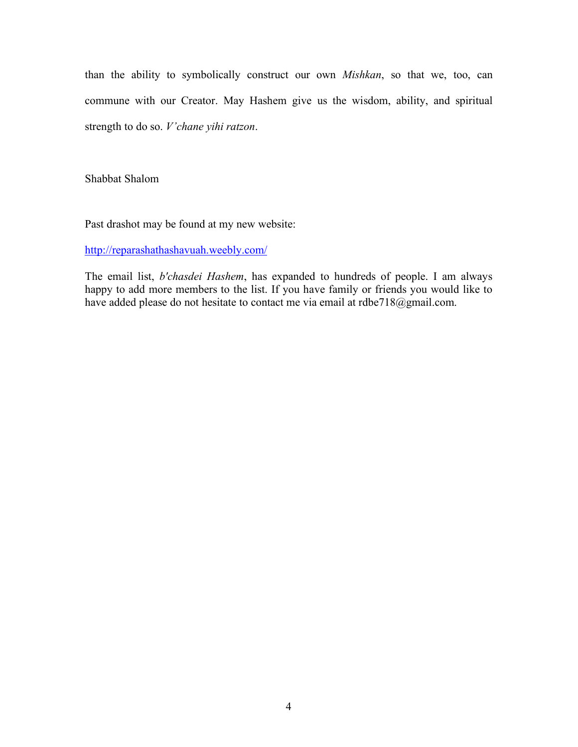than the ability to symbolically construct our own *Mishkan*, so that we, too, can commune with our Creator. May Hashem give us the wisdom, ability, and spiritual strength to do so. *V'chane yihi ratzon*.

Shabbat Shalom

Past drashot may be found at my new website:

[http://reparashathashavuah.weebly.com/](http://reparashathashavuah.weebly.com/)

The email list, *b'chasdei Hashem*, has expanded to hundreds of people. I am always happy to add more members to the list. If you have family or friends you would like to have added please do not hesitate to contact me via email at rdbe718@gmail.com.